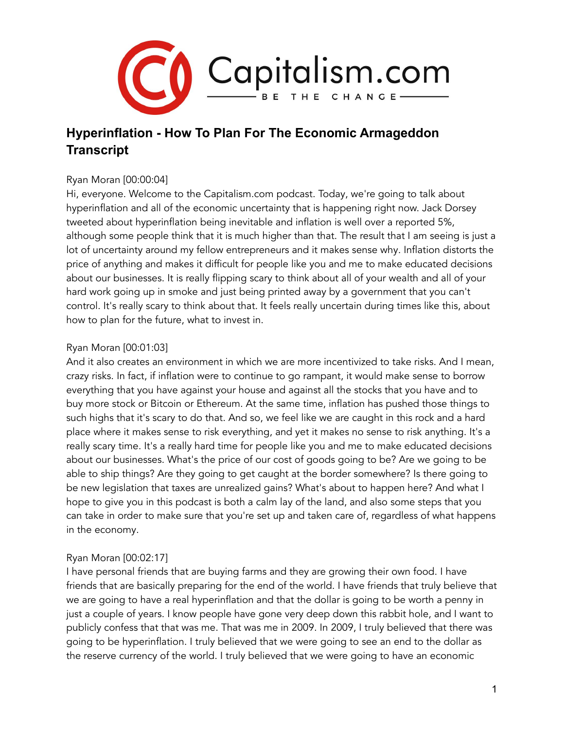Capitalism.com

BE THE CHANGE

## Hyperinflation - How To Plan For The Economic Armageddon Transcript

Ryan Moran [00:00:04]
Hi, everyone. Welcome to the Capitalism.com podcast. Today, we're going to talk about hyperinflation and all of the economic uncertainty that is happening right now. Jack Dorsey tweeted about hyperinflation being inevitable and inflation is well over a reported 5%, although some people think that it is much higher than that. The result that I am seeing is just a lot of uncertainty around my fellow entrepreneurs and it makes sense why. Inflation distorts the price of anything and makes it difficult for people like you and me to make educated decisions about our businesses. It is really flipping scary to think about all of your wealth and all of your hard work going up in smoke and just being printed away by a government that you can't control. It's really scary to think about that. It feels really uncertain during times like this, about how to plan for the future, what to invest in.

Ryan Moran [00:01:03]
And it also creates an environment in which we are more incentivized to take risks. And I mean, crazy risks. In fact, if inflation were to continue to go rampant, it would make sense to borrow everything that you have against your house and against all the stocks that you have and to buy more stock or Bitcoin or Ethereum. At the same time, inflation has pushed those things to such highs that it's scary to do that. And so, we feel like we are caught in this rock and a hard place where it makes sense to risk everything, and yet it makes no sense to risk anything. It's a really scary time. It's a really hard time for people like you and me to make educated decisions about our businesses. What's the price of our cost of goods going to be? Are we going to be able to ship things? Are they going to get caught at the border somewhere? Is there going to be new legislation that taxes are unrealized gains? What's about to happen here? And what I hope to give you in this podcast is both a calm lay of the land, and also some steps that you can take in order to make sure that you're set up and taken care of, regardless of what happens in the economy.

Ryan Moran [00:02:17]
I have personal friends that are buying farms and they are growing their own food. I have friends that are basically preparing for the end of the world. I have friends that truly believe that we are going to have a real hyperinflation and that the dollar is going to be worth a penny in just a couple of years. I know people have gone very deep down this rabbit hole, and I want to publicly confess that that was me. That was me in 2009. In 2009, I truly believed that there was going to be hyperinflation. I truly believed that we were going to see an end to the dollar as the reserve currency of the world. I truly believed that we were going to have an economic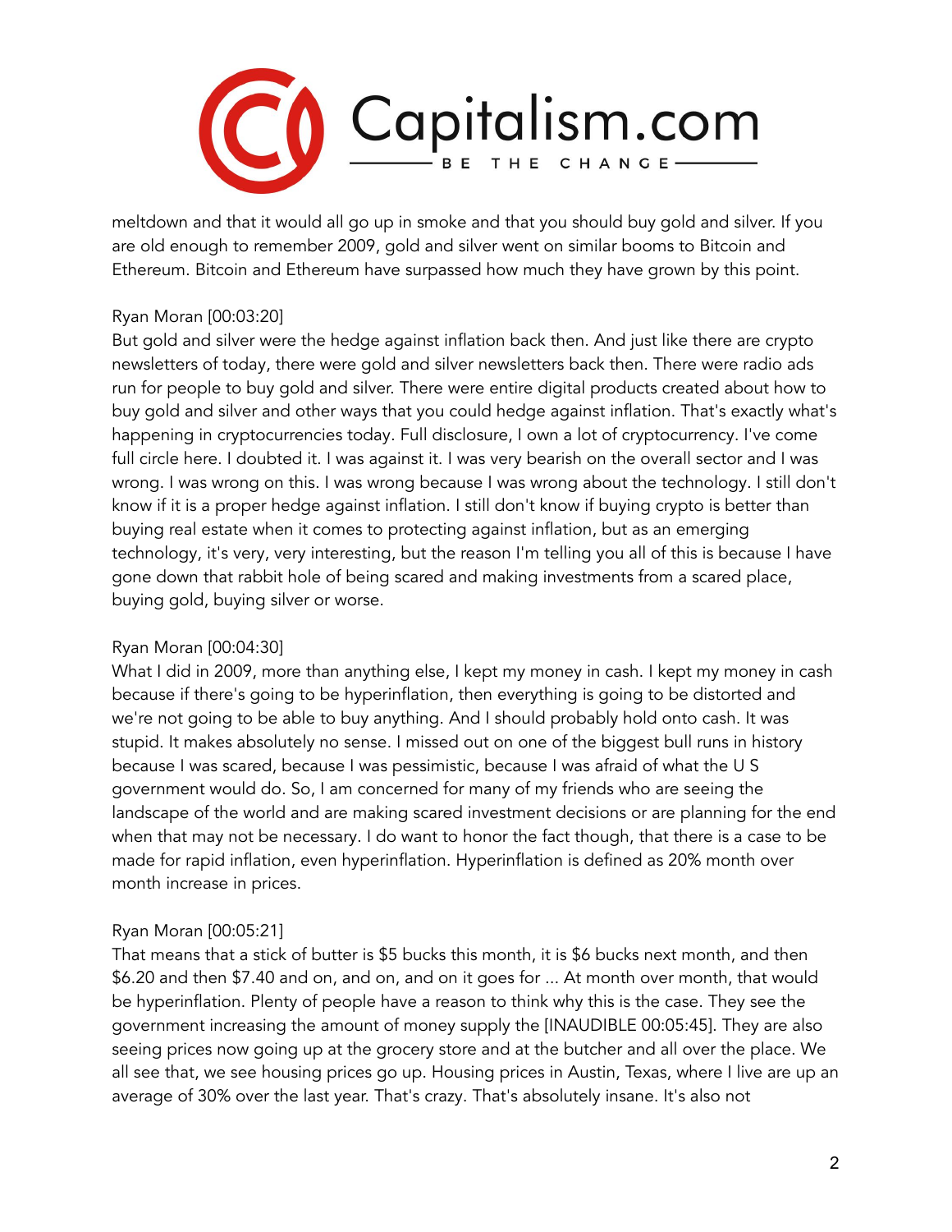meltdown and that it would all go up in smoke and that you should buy gold and silver. If you are old enough to remember 2009, gold and silver went on similar booms to Bitcoin and Ethereum. Bitcoin and Ethereum have surpassed how much they have grown by this point.

Ryan Moran [00:03:20]
But gold and silver were the hedge against inflation back then. And just like there are crypto newsletters of today, there were gold and silver newsletters back then. There were radio ads run for people to buy gold and silver. There were entire digital products created about how to buy gold and silver and other ways that you could hedge against inflation. That's exactly what's happening in cryptocurrencies today. Full disclosure, I own a lot of cryptocurrency. I've come full circle here. I doubted it. I was against it. I was very bearish on the overall sector and I was wrong. I was wrong on this. I was wrong because I was wrong about the technology. I still don't know if it is a proper hedge against inflation. I still don't know if buying crypto is better than buying real estate when it comes to protecting against inflation, but as an emerging technology, it's very, very interesting, but the reason I'm telling you all of this is because I have gone down that rabbit hole of being scared and making investments from a scared place, buying gold, buying silver or worse.

Ryan Moran [00:04:30]
What I did in 2009, more than anything else, I kept my money in cash. I kept my money in cash because if there's going to be hyperinflation, then everything is going to be distorted and we're not going to be able to buy anything. And I should probably hold onto cash. It was stupid. It makes absolutely no sense. I missed out on one of the biggest bull runs in history because I was scared, because I was pessimistic, because I was afraid of what the U S government would do. So, I am concerned for many of my friends who are seeing the landscape of the world and are making scared investment decisions or are planning for the end when that may not be necessary. I do want to honor the fact though, that there is a case to be made for rapid inflation, even hyperinflation. Hyperinflation is defined as 20% month over month increase in prices.

Ryan Moran [00:05:21]
That means that a stick of butter is $5 bucks this month, it is $6 bucks next month, and then $6.20 and then $7.40 and on, and on, and on it goes for ... At month over month, that would be hyperinflation. Plenty of people have a reason to think why this is the case. They see the government increasing the amount of money supply the [INAUDIBLE 00:05:45]. They are also seeing prices now going up at the grocery store and at the butcher and all over the place. We all see that, we see housing prices go up. Housing prices in Austin, Texas, where I live are up an average of 30% over the last year. That's crazy. That's absolutely insane. It's also not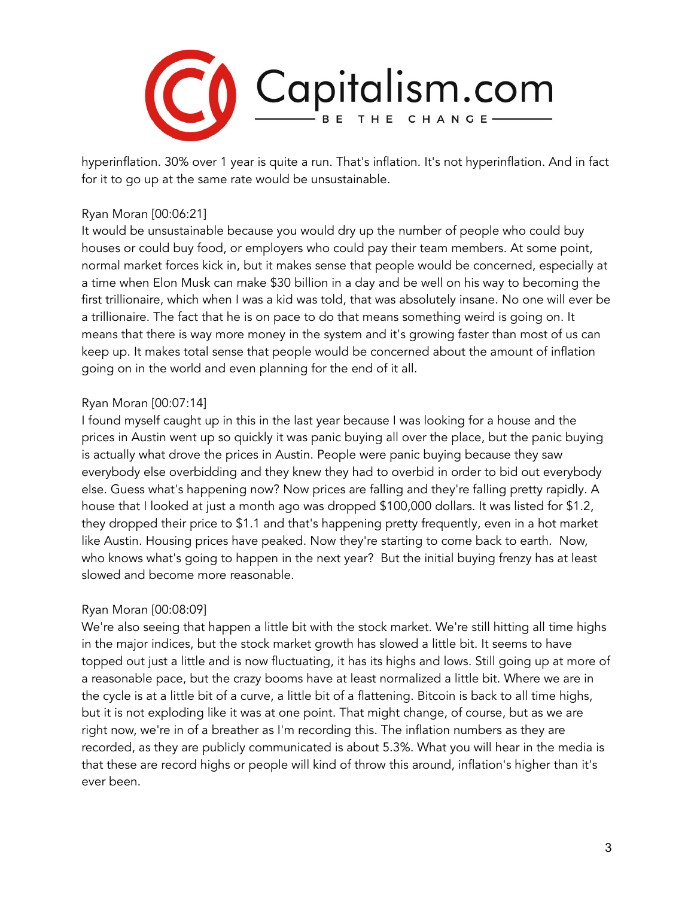hyperinflation. 30% over 1 year is quite a run. That's inflation. It's not hyperinflation. And in fact for it to go up at the same rate would be unsustainable.

Ryan Moran [00:06:21]
It would be unsustainable because you would dry up the number of people who could buy houses or could buy food, or employers who could pay their team members. At some point, normal market forces kick in, but it makes sense that people would be concerned, especially at a time when Elon Musk can make $30 billion in a day and be well on his way to becoming the first trillionaire, which when I was a kid was told, that was absolutely insane. No one will ever be a trillionaire. The fact that he is on pace to do that means something weird is going on. It means that there is way more money in the system and it's growing faster than most of us can keep up. It makes total sense that people would be concerned about the amount of inflation going on in the world and even planning for the end of it all.

Ryan Moran [00:07:14]
I found myself caught up in this in the last year because I was looking for a house and the prices in Austin went up so quickly it was panic buying all over the place, but the panic buying is actually what drove the prices in Austin. People were panic buying because they saw everybody else overbidding and they knew they had to overbid in order to bid out everybody else. Guess what's happening now? Now prices are falling and they're falling pretty rapidly. A house that I looked at just a month ago was dropped $100,000 dollars. It was listed for $1.2, they dropped their price to $1.1 and that's happening pretty frequently, even in a hot market like Austin. Housing prices have peaked. Now they're starting to come back to earth. Now, who knows what's going to happen in the next year? But the initial buying frenzy has at least slowed and become more reasonable.

Ryan Moran [00:08:09]
We're also seeing that happen a little bit with the stock market. We're still hitting all time highs in the major indices, but the stock market growth has slowed a little bit. It seems to have topped out just a little and is now fluctuating, it has its highs and lows. Still going up at more of a reasonable pace, but the crazy booms have at least normalized a little bit. Where we are in the cycle is at a little bit of a curve, a little bit of a flattening. Bitcoin is back to all time highs, but it is not exploding like it was at one point. That might change, of course, but as we are right now, we're in of a breather as I'm recording this. The inflation numbers as they are recorded, as they are publicly communicated is about 5.3%. What you will hear in the media is that these are record highs or people will kind of throw this around, inflation's higher than it's ever been.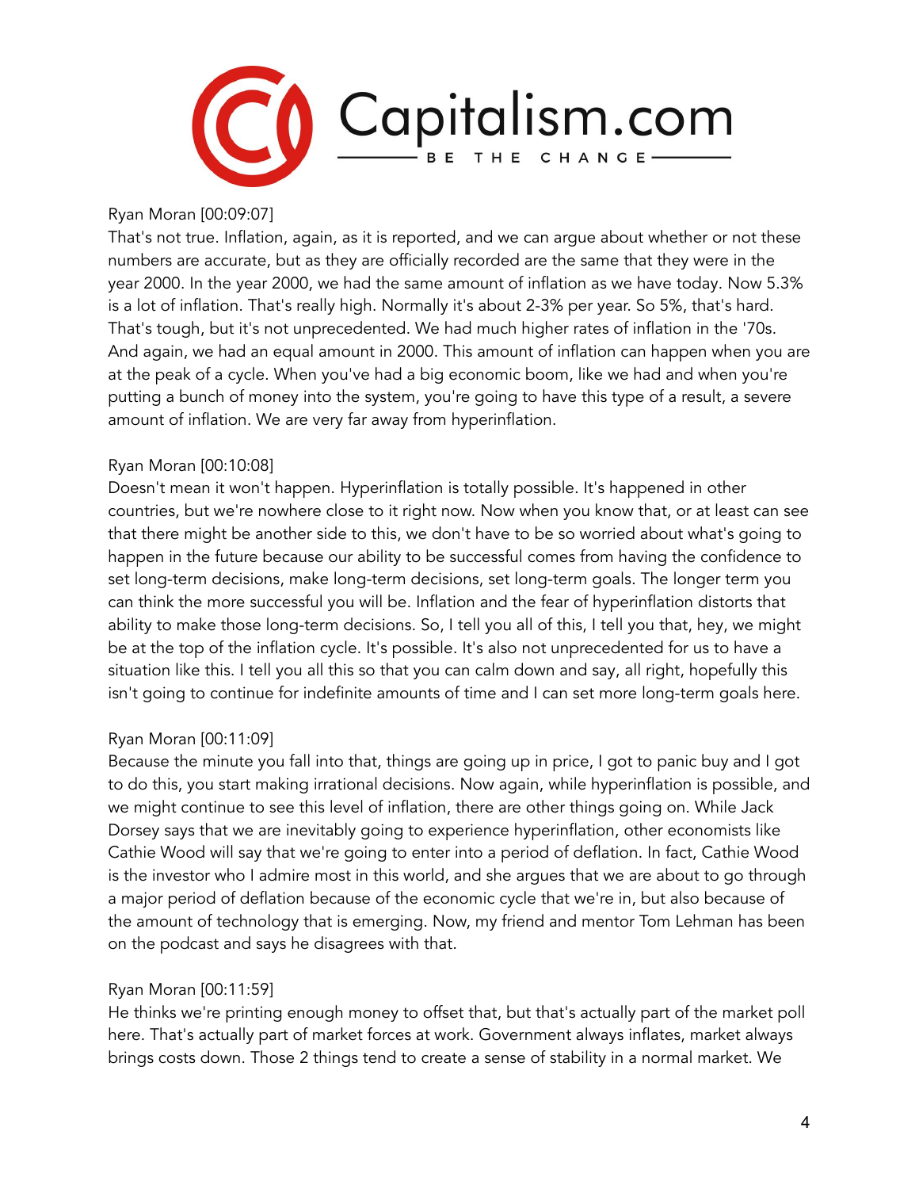Ryan Moran [00:09:07]
That's not true. Inflation, again, as it is reported, and we can argue about whether or not these numbers are accurate, but as they are officially recorded are the same that they were in the year 2000. In the year 2000, we had the same amount of inflation as we have today. Now 5.3% is a lot of inflation. That's really high. Normally it's about 2-3% per year. So 5%, that's hard. That's tough, but it's not unprecedented. We had much higher rates of inflation in the '70s. And again, we had an equal amount in 2000. This amount of inflation can happen when you are at the peak of a cycle. When you've had a big economic boom, like we had and when you're putting a bunch of money into the system, you're going to have this type of a result, a severe amount of inflation. We are very far away from hyperinflation.

Ryan Moran [00:10:08]
Doesn't mean it won't happen. Hyperinflation is totally possible. It's happened in other countries, but we're nowhere close to it right now. Now when you know that, or at least can see that there might be another side to this, we don't have to be so worried about what's going to happen in the future because our ability to be successful comes from having the confidence to set long-term decisions, make long-term decisions, set long-term goals. The longer term you can think the more successful you will be. Inflation and the fear of hyperinflation distorts that ability to make those long-term decisions. So, I tell you all of this, I tell you that, hey, we might be at the top of the inflation cycle. It's possible. It's also not unprecedented for us to have a situation like this. I tell you all this so that you can calm down and say, all right, hopefully this isn't going to continue for indefinite amounts of time and I can set more long-term goals here.

Ryan Moran [00:11:09]
Because the minute you fall into that, things are going up in price, I got to panic buy and I got to do this, you start making irrational decisions. Now again, while hyperinflation is possible, and we might continue to see this level of inflation, there are other things going on. While Jack Dorsey says that we are inevitably going to experience hyperinflation, other economists like Cathie Wood will say that we're going to enter into a period of deflation. In fact, Cathie Wood is the investor who I admire most in this world, and she argues that we are about to go through a major period of deflation because of the economic cycle that we're in, but also because of the amount of technology that is emerging. Now, my friend and mentor Tom Lehman has been on the podcast and says he disagrees with that.

Ryan Moran [00:11:59]
He thinks we're printing enough money to offset that, but that's actually part of the market poll here. That's actually part of market forces at work. Government always inflates, market always brings costs down. Those 2 things tend to create a sense of stability in a normal market. We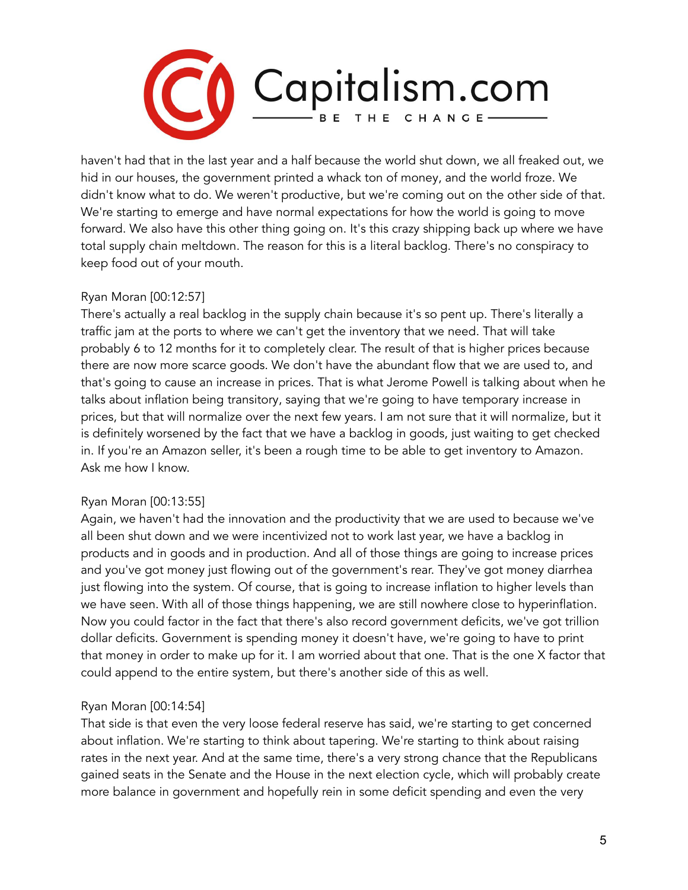haven't had that in the last year and a half because the world shut down, we all freaked out, we hid in our houses, the government printed a whack ton of money, and the world froze. We didn't know what to do. We weren't productive, but we're coming out on the other side of that. We're starting to emerge and have normal expectations for how the world is going to move forward. We also have this other thing going on. It's this crazy shipping back up where we have total supply chain meltdown. The reason for this is a literal backlog. There's no conspiracy to keep food out of your mouth.

Ryan Moran [00:12:57]
There's actually a real backlog in the supply chain because it's so pent up. There's literally a traffic jam at the ports to where we can't get the inventory that we need. That will take probably 6 to 12 months for it to completely clear. The result of that is higher prices because there are now more scarce goods. We don't have the abundant flow that we are used to, and that's going to cause an increase in prices. That is what Jerome Powell is talking about when he talks about inflation being transitory, saying that we're going to have temporary increase in prices, but that will normalize over the next few years. I am not sure that it will normalize, but it is definitely worsened by the fact that we have a backlog in goods, just waiting to get checked in. If you're an Amazon seller, it's been a rough time to be able to get inventory to Amazon. Ask me how I know.

Ryan Moran [00:13:55]
Again, we haven't had the innovation and the productivity that we are used to because we've all been shut down and we were incentivized not to work last year, we have a backlog in products and in goods and in production. And all of those things are going to increase prices and you've got money just flowing out of the government's rear. They've got money diarrhea just flowing into the system. Of course, that is going to increase inflation to higher levels than we have seen. With all of those things happening, we are still nowhere close to hyperinflation. Now you could factor in the fact that there's also record government deficits, we've got trillion dollar deficits. Government is spending money it doesn't have, we're going to have to print that money in order to make up for it. I am worried about that one. That is the one X factor that could append to the entire system, but there's another side of this as well.

Ryan Moran [00:14:54]
That side is that even the very loose federal reserve has said, we're starting to get concerned about inflation. We're starting to think about tapering. We're starting to think about raising rates in the next year. And at the same time, there's a very strong chance that the Republicans gained seats in the Senate and the House in the next election cycle, which will probably create more balance in government and hopefully rein in some deficit spending and even the very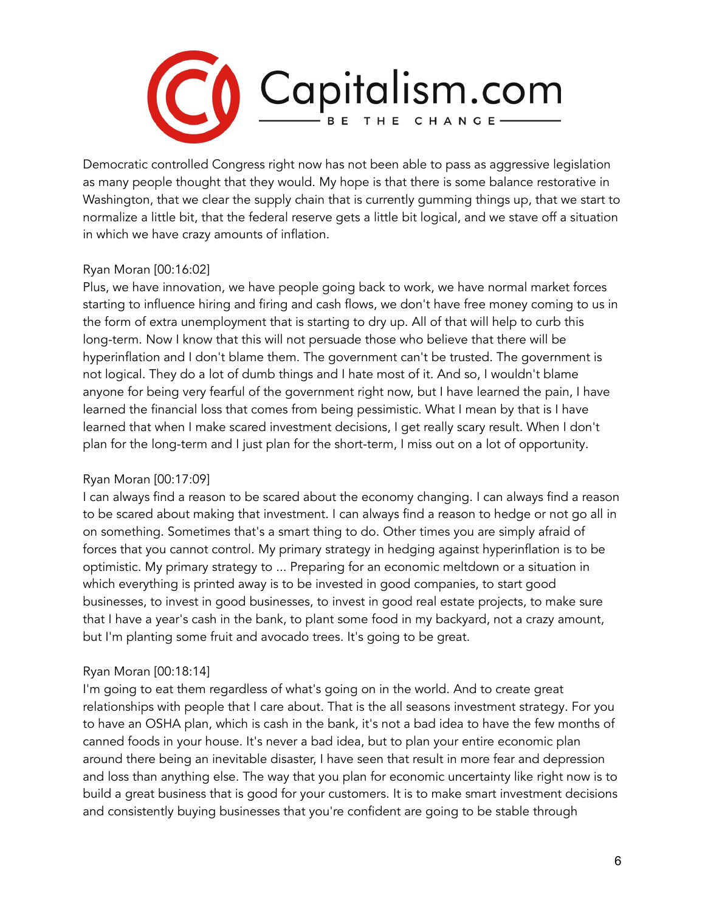Democratic controlled Congress right now has not been able to pass as aggressive legislation as many people thought that they would. My hope is that there is some balance restorative in Washington, that we clear the supply chain that is currently gumming things up, that we start to normalize a little bit, that the federal reserve gets a little bit logical, and we stave off a situation in which we have crazy amounts of inflation.

Ryan Moran [00:16:02]
Plus, we have innovation, we have people going back to work, we have normal market forces starting to influence hiring and firing and cash flows, we don't have free money coming to us in the form of extra unemployment that is starting to dry up. All of that will help to curb this long-term. Now I know that this will not persuade those who believe that there will be hyperinflation and I don't blame them. The government can't be trusted. The government is not logical. They do a lot of dumb things and I hate most of it. And so, I wouldn't blame anyone for being very fearful of the government right now, but I have learned the pain, I have learned the financial loss that comes from being pessimistic. What I mean by that is I have learned that when I make scared investment decisions, I get really scary result. When I don't plan for the long-term and I just plan for the short-term, I miss out on a lot of opportunity.

Ryan Moran [00:17:09]
I can always find a reason to be scared about the economy changing. I can always find a reason to be scared about making that investment. I can always find a reason to hedge or not go all in on something. Sometimes that's a smart thing to do. Other times you are simply afraid of forces that you cannot control. My primary strategy in hedging against hyperinflation is to be optimistic. My primary strategy to ... Preparing for an economic meltdown or a situation in which everything is printed away is to be invested in good companies, to start good businesses, to invest in good businesses, to invest in good real estate projects, to make sure that I have a year's cash in the bank, to plant some food in my backyard, not a crazy amount, but I'm planting some fruit and avocado trees. It's going to be great.

Ryan Moran [00:18:14]
I'm going to eat them regardless of what's going on in the world. And to create great relationships with people that I care about. That is the all seasons investment strategy. For you to have an OSHA plan, which is cash in the bank, it's not a bad idea to have the few months of canned foods in your house. It's never a bad idea, but to plan your entire economic plan around there being an inevitable disaster, I have seen that result in more fear and depression and loss than anything else. The way that you plan for economic uncertainty like right now is to build a great business that is good for your customers. It is to make smart investment decisions and consistently buying businesses that you're confident are going to be stable through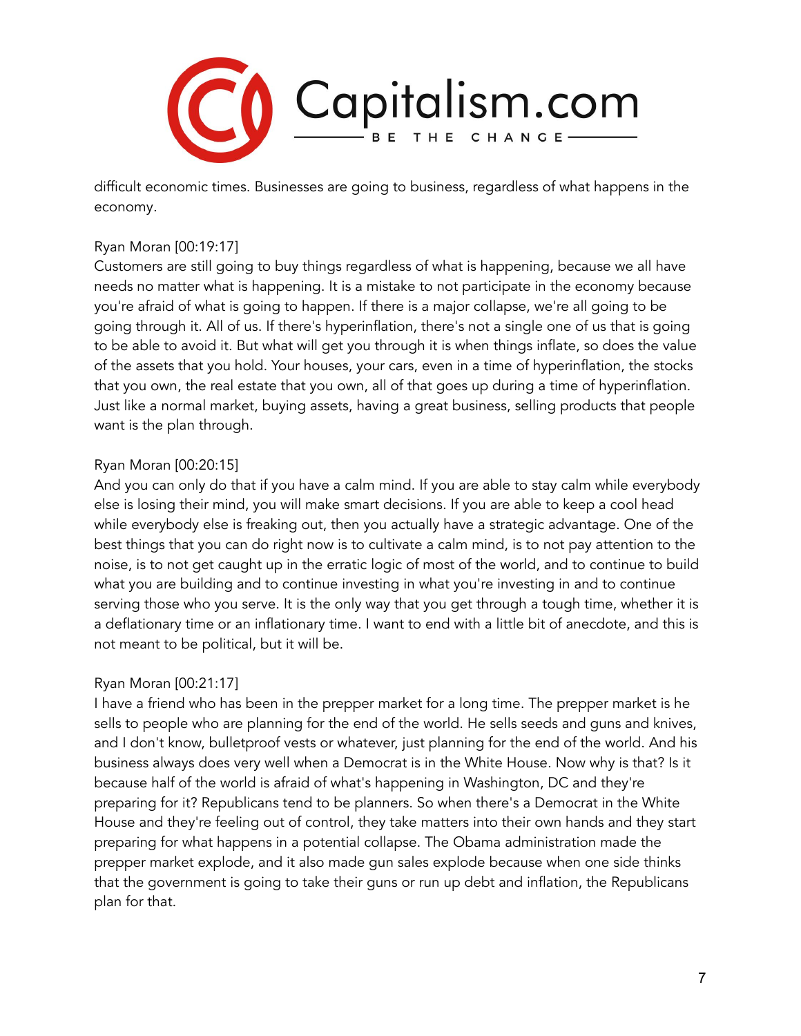difficult economic times. Businesses are going to business, regardless of what happens in the economy.

Ryan Moran [00:19:17]
Customers are still going to buy things regardless of what is happening, because we all have needs no matter what is happening. It is a mistake to not participate in the economy because you're afraid of what is going to happen. If there is a major collapse, we're all going to be going through it. All of us. If there's hyperinflation, there's not a single one of us that is going to be able to avoid it. But what will get you through it is when things inflate, so does the value of the assets that you hold. Your houses, your cars, even in a time of hyperinflation, the stocks that you own, the real estate that you own, all of that goes up during a time of hyperinflation. Just like a normal market, buying assets, having a great business, selling products that people want is the plan through.

Ryan Moran [00:20:15]
And you can only do that if you have a calm mind. If you are able to stay calm while everybody else is losing their mind, you will make smart decisions. If you are able to keep a cool head while everybody else is freaking out, then you actually have a strategic advantage. One of the best things that you can do right now is to cultivate a calm mind, is to not pay attention to the noise, is to not get caught up in the erratic logic of most of the world, and to continue to build what you are building and to continue investing in what you're investing in and to continue serving those who you serve. It is the only way that you get through a tough time, whether it is a deflationary time or an inflationary time. I want to end with a little bit of anecdote, and this is not meant to be political, but it will be.

Ryan Moran [00:21:17]
I have a friend who has been in the prepper market for a long time. The prepper market is he sells to people who are planning for the end of the world. He sells seeds and guns and knives, and I don't know, bulletproof vests or whatever, just planning for the end of the world. And his business always does very well when a Democrat is in the White House. Now why is that? Is it because half of the world is afraid of what's happening in Washington, DC and they're preparing for it? Republicans tend to be planners. So when there's a Democrat in the White House and they're feeling out of control, they take matters into their own hands and they start preparing for what happens in a potential collapse. The Obama administration made the prepper market explode, and it also made gun sales explode because when one side thinks that the government is going to take their guns or run up debt and inflation, the Republicans plan for that.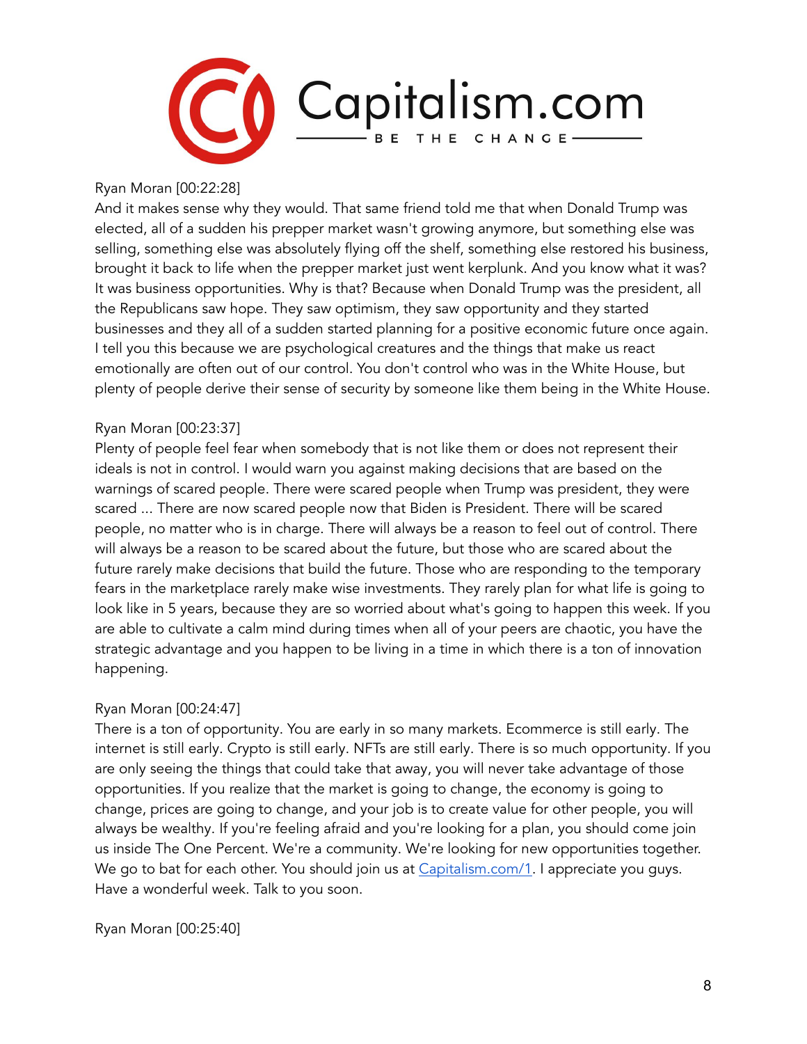Ryan Moran [00:22:28]

And it makes sense why they would. That same friend told me that when Donald Trump was elected, all of a sudden his prepper market wasn't growing anymore, but something else was selling, something else was absolutely flying off the shelf, something else restored his business, brought it back to life when the prepper market just went kerplunk. And you know what it was? It was business opportunities. Why is that? Because when Donald Trump was the president, all the Republicans saw hope. They saw optimism, they saw opportunity and they started businesses and they all of a sudden started planning for a positive economic future once again. I tell you this because we are psychological creatures and the things that make us react emotionally are often out of our control. You don't control who was in the White House, but plenty of people derive their sense of security by someone like them being in the White House.

Ryan Moran [00:23:37]

Plenty of people feel fear when somebody that is not like them or does not represent their ideals is not in control. I would warn you against making decisions that are based on the warnings of scared people. There were scared people when Trump was president, they were scared ... There are now scared people now that Biden is President. There will be scared people, no matter who is in charge. There will always be a reason to feel out of control. There will always be a reason to be scared about the future, but those who are scared about the future rarely make decisions that build the future. Those who are responding to the temporary fears in the marketplace rarely make wise investments. They rarely plan for what life is going to look like in 5 years, because they are so worried about what's going to happen this week. If you are able to cultivate a calm mind during times when all of your peers are chaotic, you have the strategic advantage and you happen to be living in a time in which there is a ton of innovation happening.

Ryan Moran [00:24:47]

There is a ton of opportunity. You are early in so many markets. Ecommerce is still early. The internet is still early. Crypto is still early. NFTs are still early. There is so much opportunity. If you are only seeing the things that could take that away, you will never take advantage of those opportunities. If you realize that the market is going to change, the economy is going to change, prices are going to change, and your job is to create value for other people, you will always be wealthy. If you're feeling afraid and you're looking for a plan, you should come join us inside The One Percent. We're a community. We're looking for new opportunities together. We go to bat for each other. You should join us at [Capitalism.com/1](https://Capitalism.com/1). I appreciate you guys. Have a wonderful week. Talk to you soon.

Ryan Moran [00:25:40]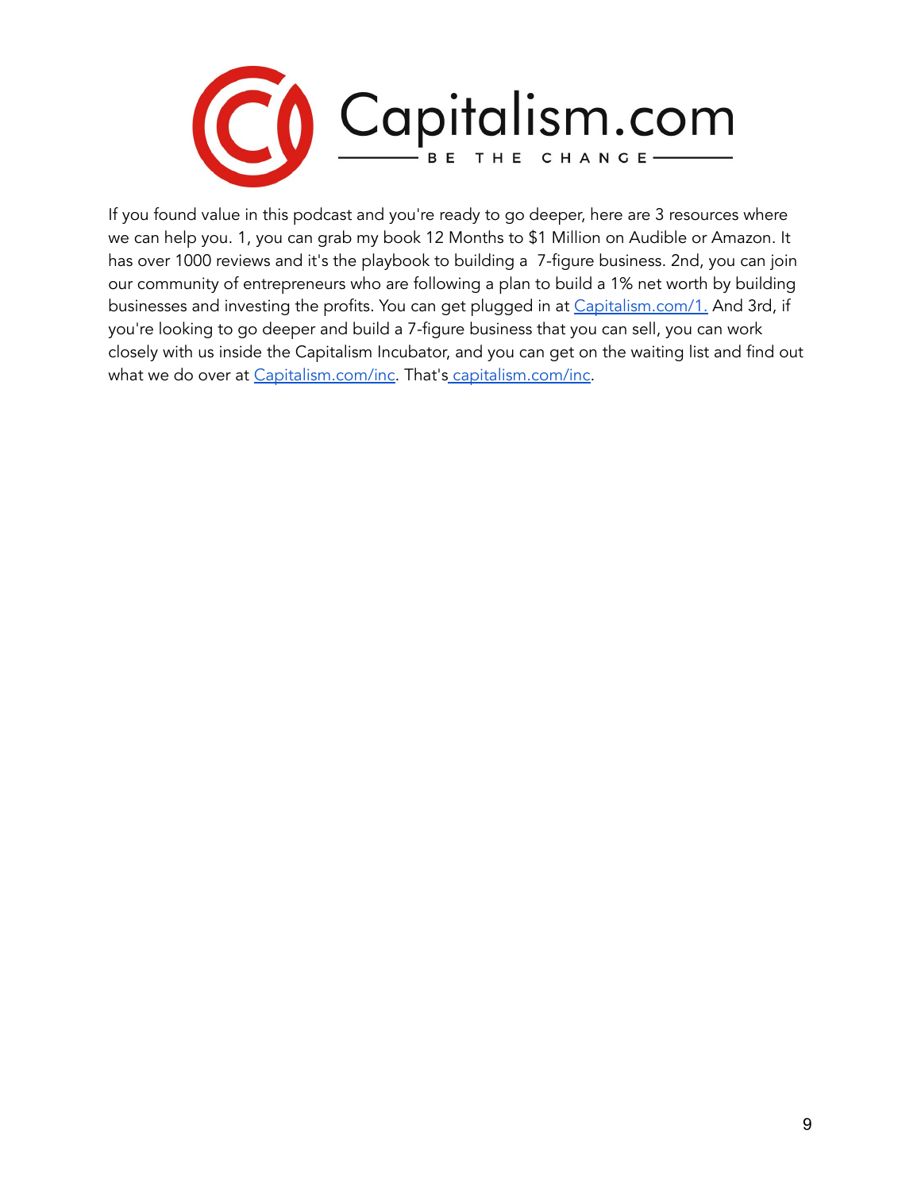Capitalism.com

BE THE CHANGE

If you found value in this podcast and you're ready to go deeper, here are 3 resources where we can help you. 1, you can grab my book 12 Months to $1 Million on Audible or Amazon. It has over 1000 reviews and it's the playbook to building a 7-figure business. 2nd, you can join our community of entrepreneurs who are following a plan to build a 1% net worth by building businesses and investing the profits. You can get plugged in at [Capitalism.com/1.](Capitalism.com/1) And 3rd, if you're looking to go deeper and build a 7-figure business that you can sell, you can work closely with us inside the Capitalism Incubator, and you can get on the waiting list and find out what we do over at [Capitalism.com/inc](Capitalism.com/inc). That's [capitalism.com/inc](capitalism.com/inc).